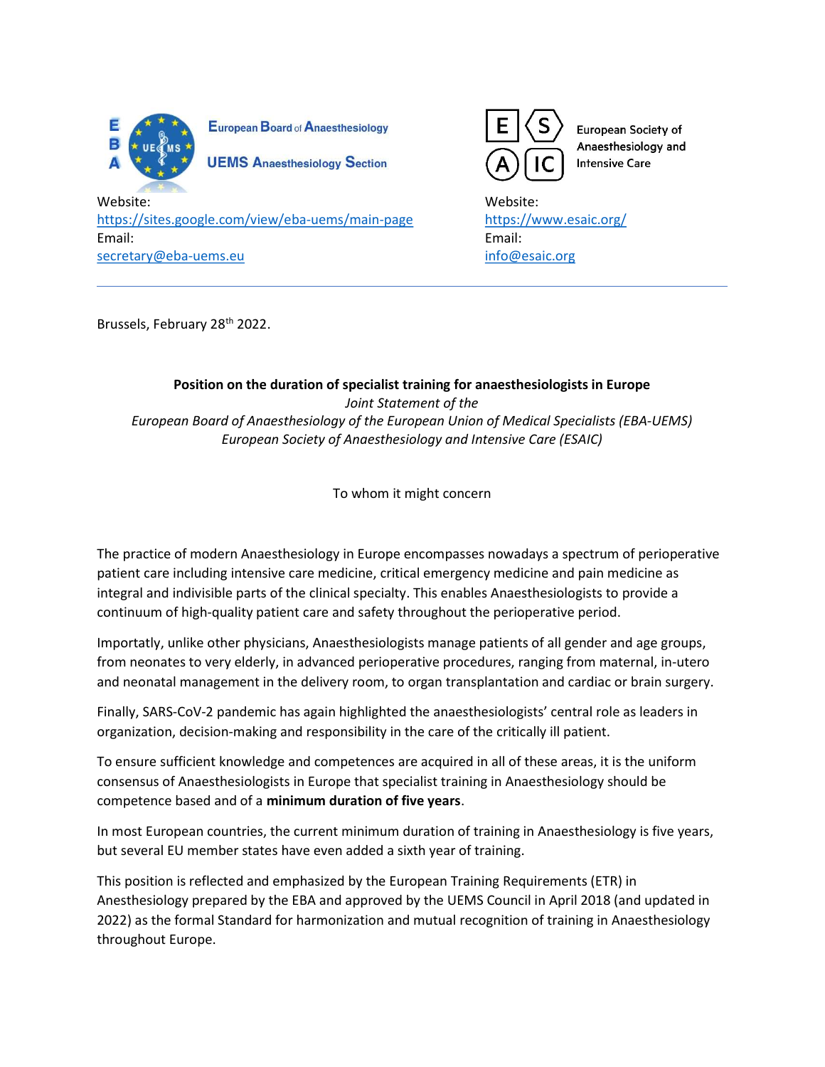European Board of Anaesthesiology

UEMS Anaesthesiology Section

Website:
https://sites.google.com/view/eba-uems/main-page
Email:
secretary@eba-uems.eu

European Society of Anaesthesiology and Intensive Care

Website:
https://www.esaic.org/
Email:
info@esaic.org

---

Brussels, February 28th 2022.

**Position on the duration of specialist training for anaesthesiologists in Europe**

*Joint Statement of the*
*European Board of Anaesthesiology of the European Union of Medical Specialists (EBA-UEMS)*
*European Society of Anaesthesiology and Intensive Care (ESAIC)*

To whom it might concern

The practice of modern Anaesthesiology in Europe encompasses nowadays a spectrum of perioperative patient care including intensive care medicine, critical emergency medicine and pain medicine as integral and indivisible parts of the clinical specialty. This enables Anaesthesiologists to provide a continuum of high-quality patient care and safety throughout the perioperative period.

Importantly, unlike other physicians, Anaesthesiologists manage patients of all gender and age groups, from neonates to very elderly, in advanced perioperative procedures, ranging from maternal, in-utero and neonatal management in the delivery room, to organ transplantation and cardiac or brain surgery.

Finally, SARS-CoV-2 pandemic has again highlighted the anaesthesiologists' central role as leaders in organization, decision-making and responsibility in the care of the critically ill patient.

To ensure sufficient knowledge and competences are acquired in all of these areas, it is the uniform consensus of Anaesthesiologists in Europe that specialist training in Anaesthesiology should be competence based and of a **minimum duration of five years**.

In most European countries, the current minimum duration of training in Anaesthesiology is five years, but several EU member states have even added a sixth year of training.

This position is reflected and emphasized by the European Training Requirements (ETR) in Anesthesiology prepared by the EBA and approved by the UEMS Council in April 2018 (and updated in 2022) as the formal Standard for harmonization and mutual recognition of training in Anaesthesiology throughout Europe.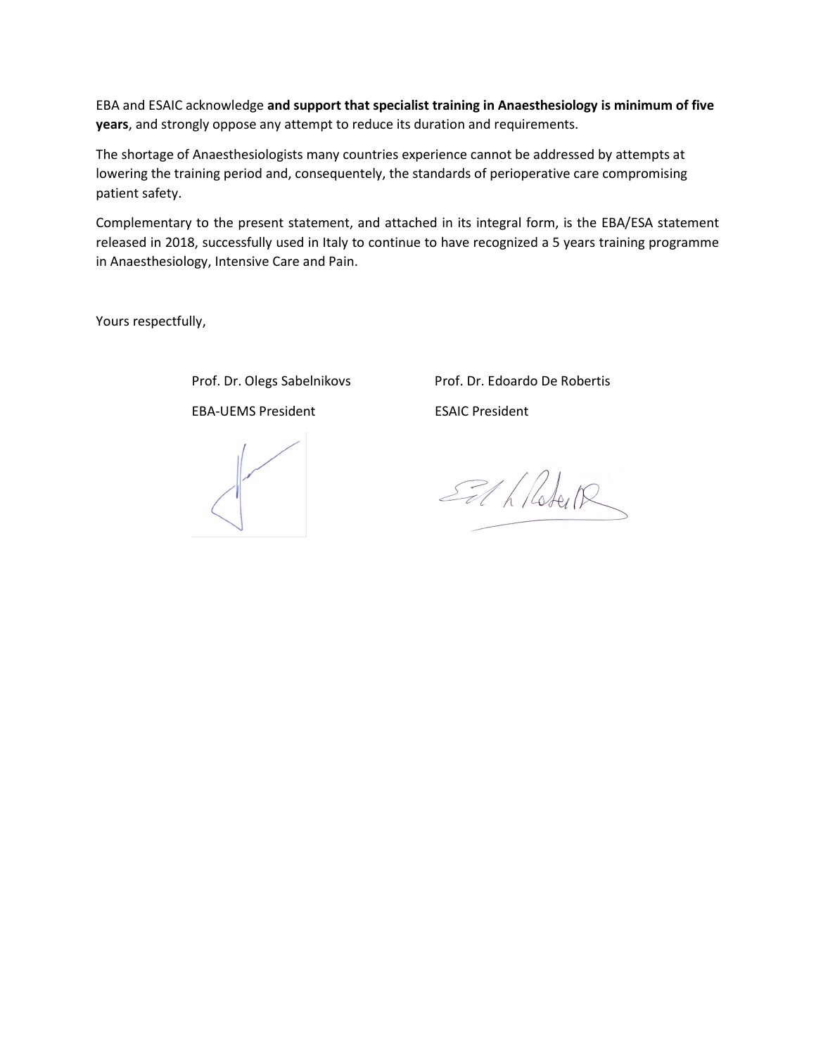EBA and ESAIC acknowledge **and support that specialist training in Anaesthesiology is minimum of five years**, and strongly oppose any attempt to reduce its duration and requirements.

The shortage of Anaesthesiologists many countries experience cannot be addressed by attempts at lowering the training period and, consequentely, the standards of perioperative care compromising patient safety.

Complementary to the present statement, and attached in its integral form, is the EBA/ESA statement released in 2018, successfully used in Italy to continue to have recognized a 5 years training programme in Anaesthesiology, Intensive Care and Pain.

Yours respectfully,

Prof. Dr. Olegs Sabelnikovs
EBA-UEMS President

Prof. Dr. Edoardo De Robertis
ESAIC President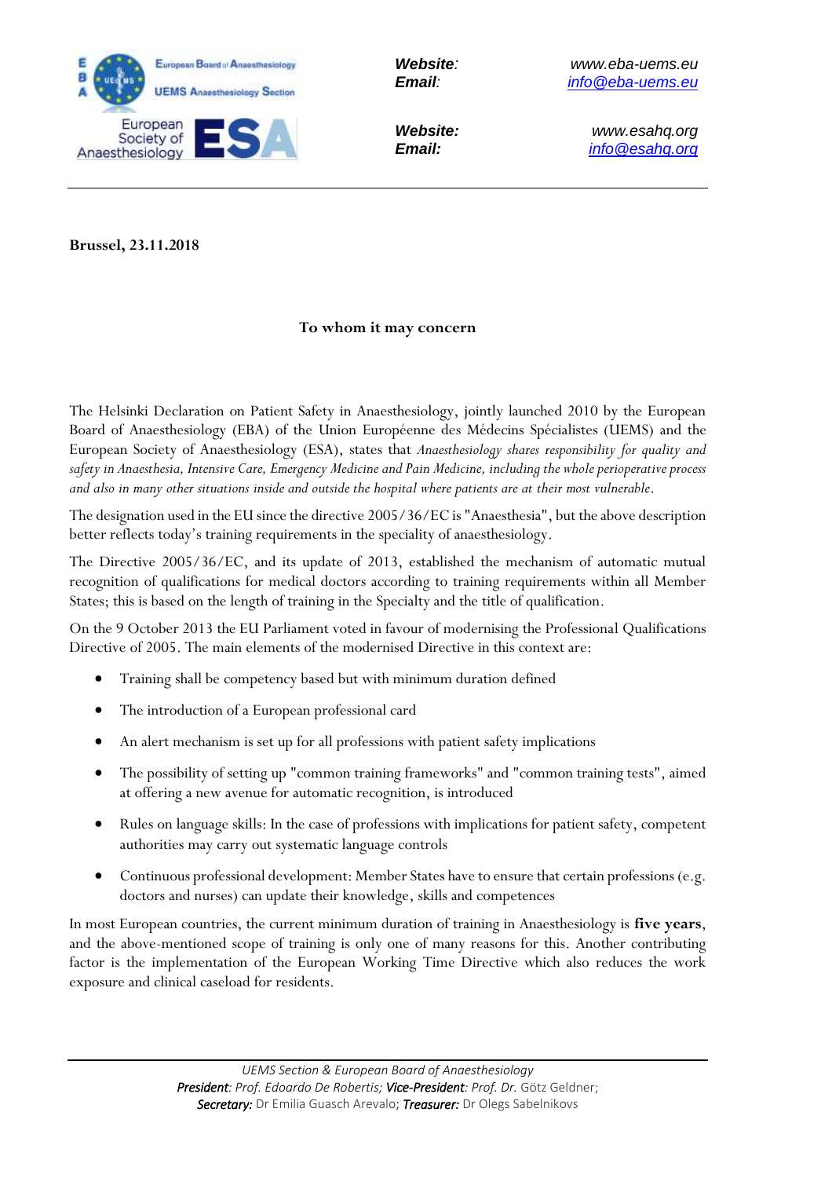Website: www.eba-uems.eu
Email: info@eba-uems.eu

Website: www.esahq.org
Email: info@esahq.org

**Brussel, 23.11.2018**

**To whom it may concern**

The Helsinki Declaration on Patient Safety in Anaesthesiology, jointly launched 2010 by the European Board of Anaesthesiology (EBA) of the Union Européenne des Médecins Spécialistes (UEMS) and the European Society of Anaesthesiology (ESA), states that *Anaesthesiology shares responsibility for quality and safety in Anaesthesia, Intensive Care, Emergency Medicine and Pain Medicine, including the whole perioperative process and also in many other situations inside and outside the hospital where patients are at their most vulnerable*.

The designation used in the EU since the directive 2005/36/EC is "Anaesthesia", but the above description better reflects today's training requirements in the speciality of anaesthesiology.

The Directive 2005/36/EC, and its update of 2013, established the mechanism of automatic mutual recognition of qualifications for medical doctors according to training requirements within all Member States; this is based on the length of training in the Specialty and the title of qualification.

On the 9 October 2013 the EU Parliament voted in favour of modernising the Professional Qualifications Directive of 2005. The main elements of the modernised Directive in this context are:

- Training shall be competency based but with minimum duration defined
- The introduction of a European professional card
- An alert mechanism is set up for all professions with patient safety implications
- The possibility of setting up "common training frameworks" and "common training tests", aimed at offering a new avenue for automatic recognition, is introduced
- Rules on language skills: In the case of professions with implications for patient safety, competent authorities may carry out systematic language controls
- Continuous professional development: Member States have to ensure that certain professions (e.g. doctors and nurses) can update their knowledge, skills and competences

In most European countries, the current minimum duration of training in Anaesthesiology is **five years**, and the above-mentioned scope of training is only one of many reasons for this. Another contributing factor is the implementation of the European Working Time Directive which also reduces the work exposure and clinical caseload for residents.

*UEMS Section & European Board of Anaesthesiology*
***President**: Prof. Edoardo De Robertis;* ***Vice-President**: Prof. Dr.* Götz Geldner;
***Secretary:*** Dr Emilia Guasch Arevalo; ***Treasurer:*** Dr Olegs Sabelnikovs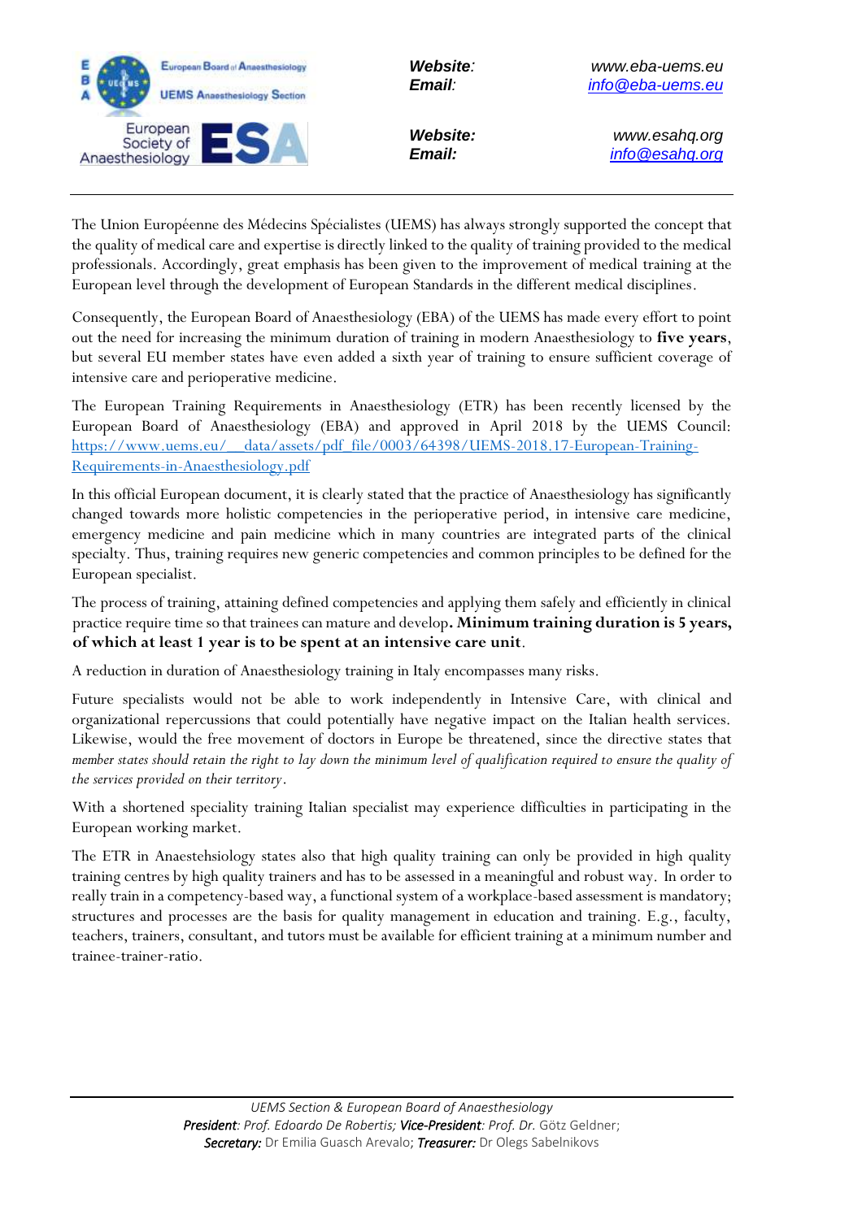The Union Européenne des Médecins Spécialistes (UEMS) has always strongly supported the concept that the quality of medical care and expertise is directly linked to the quality of training provided to the medical professionals. Accordingly, great emphasis has been given to the improvement of medical training at the European level through the development of European Standards in the different medical disciplines.

Consequently, the European Board of Anaesthesiology (EBA) of the UEMS has made every effort to point out the need for increasing the minimum duration of training in modern Anaesthesiology to **five years**, but several EU member states have even added a sixth year of training to ensure sufficient coverage of intensive care and perioperative medicine.

The European Training Requirements in Anaesthesiology (ETR) has been recently licensed by the European Board of Anaesthesiology (EBA) and approved in April 2018 by the UEMS Council: [https://www.uems.eu/__data/assets/pdf_file/0003/64398/UEMS-2018.17-European-Training-Requirements-in-Anaesthesiology.pdf](https://www.uems.eu/__data/assets/pdf_file/0003/64398/UEMS-2018.17-European-Training-Requirements-in-Anaesthesiology.pdf)

In this official European document, it is clearly stated that the practice of Anaesthesiology has significantly changed towards more holistic competencies in the perioperative period, in intensive care medicine, emergency medicine and pain medicine which in many countries are integrated parts of the clinical specialty. Thus, training requires new generic competencies and common principles to be defined for the European specialist.

The process of training, attaining defined competencies and applying them safely and efficiently in clinical practice require time so that trainees can mature and develop**. Minimum training duration is 5 years, of which at least 1 year is to be spent at an intensive care unit**.

A reduction in duration of Anaesthesiology training in Italy encompasses many risks.

Future specialists would not be able to work independently in Intensive Care, with clinical and organizational repercussions that could potentially have negative impact on the Italian health services. Likewise, would the free movement of doctors in Europe be threatened, since the directive states that *member states should retain the right to lay down the minimum level of qualification required to ensure the quality of the services provided on their territory*.

With a shortened speciality training Italian specialist may experience difficulties in participating in the European working market.

The ETR in Anaestehsiology states also that high quality training can only be provided in high quality training centres by high quality trainers and has to be assessed in a meaningful and robust way. In order to really train in a competency-based way, a functional system of a workplace-based assessment is mandatory; structures and processes are the basis for quality management in education and training. E.g., faculty, teachers, trainers, consultant, and tutors must be available for efficient training at a minimum number and trainee-trainer-ratio.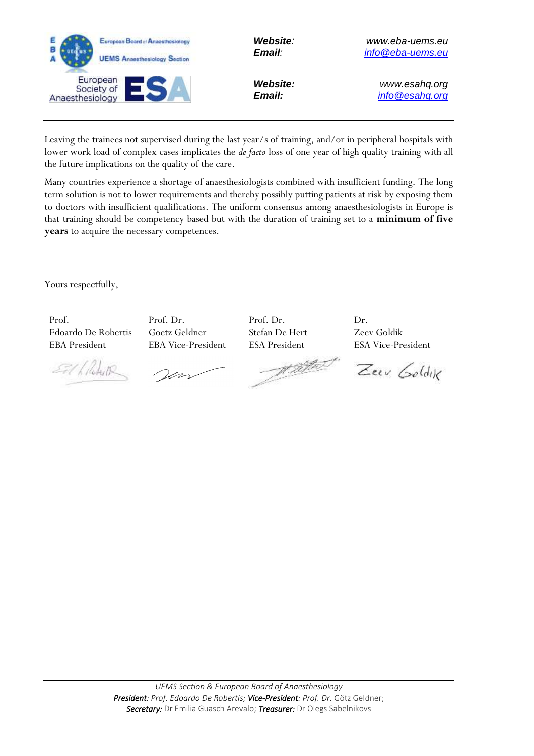Leaving the trainees not supervised during the last year/s of training, and/or in peripheral hospitals with lower work load of complex cases implicates the *de facto* loss of one year of high quality training with all the future implications on the quality of the care.

Many countries experience a shortage of anaesthesiologists combined with insufficient funding. The long term solution is not to lower requirements and thereby possibly putting patients at risk by exposing them to doctors with insufficient qualifications. The uniform consensus among anaesthesiologists in Europe is that training should be competency based but with the duration of training set to a **minimum of five years** to acquire the necessary competences.

Yours respectfully,

| | | | |
|---|---|---|---|
| Prof.<br>Edoardo De Robertis<br>EBA President | Prof. Dr.<br>Goetz Geldner<br>EBA Vice-President | Prof. Dr.<br>Stefan De Hert<br>ESA President | Dr.<br>Zeev Goldik<br>ESA Vice-President |